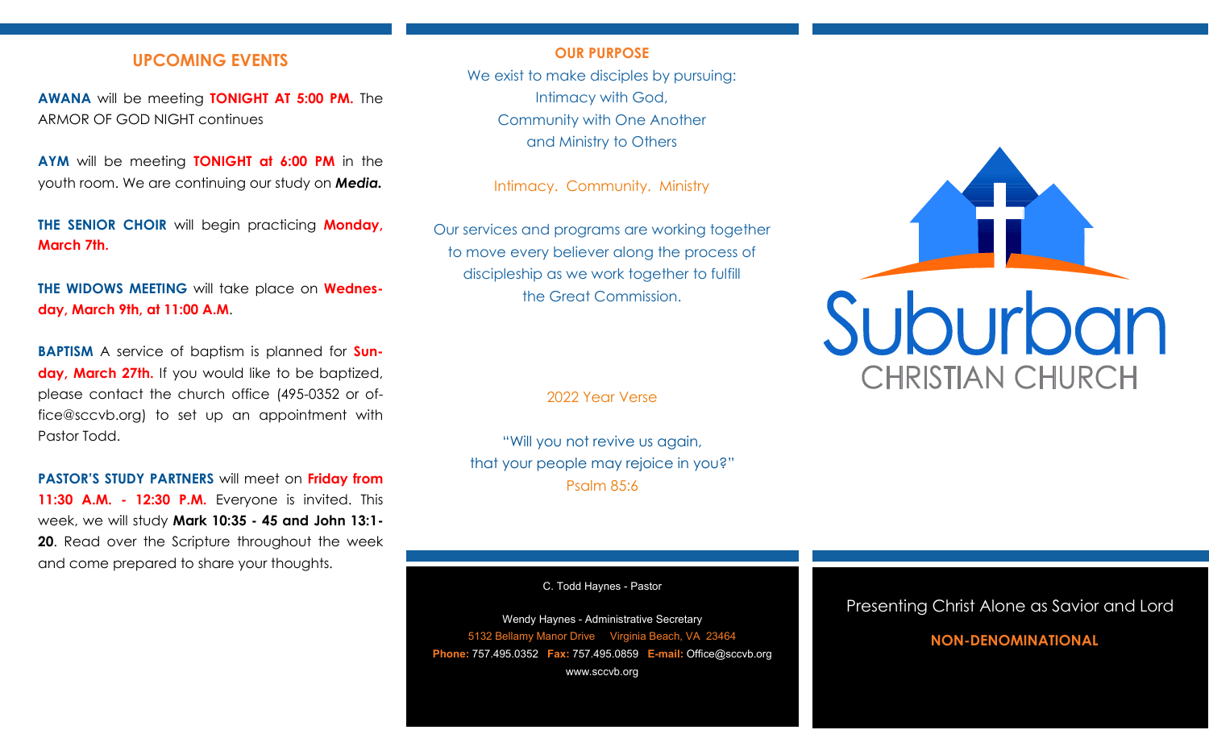## UPCOMING EVENTS

**AWANA** will be meeting **TONIGHT AT 5:00 PM.** The ARMOR OF GOD NIGHT continues

**AYM** will be meeting **TONIGHT at 6:00 PM** in the youth room. We are continuing our study on ***Media.***

**THE SENIOR CHOIR** will begin practicing **Monday, March 7th.**

**THE WIDOWS MEETING** will take place on **Wednesday, March 9th, at 11:00 A.M.**

**BAPTISM** A service of baptism is planned for **Sunday, March 27th.** If you would like to be baptized, please contact the church office (495-0352 or office@sccvb.org) to set up an appointment with Pastor Todd.

**PASTOR'S STUDY PARTNERS** will meet on **Friday from 11:30 A.M. - 12:30 P.M.** Everyone is invited. This week, we will study **Mark 10:35 - 45 and John 13:1-20**. Read over the Scripture throughout the week and come prepared to share your thoughts.

## OUR PURPOSE

We exist to make disciples by pursuing:
Intimacy with God,
Community with One Another
and Ministry to Others

Intimacy. Community. Ministry

Our services and programs are working together to move every believer along the process of discipleship as we work together to fulfill the Great Commission.

2022 Year Verse

"Will you not revive us again,
that your people may rejoice in you?"
Psalm 85:6

C. Todd Haynes - Pastor

Wendy Haynes - Administrative Secretary
5132 Bellamy Manor Drive Virginia Beach, VA 23464
**Phone:** 757.495.0352 **Fax:** 757.495.0859 **E-mail:** Office@sccvb.org
www.sccvb.org

# Suburban
## CHRISTIAN CHURCH

Presenting Christ Alone as Savior and Lord

**NON-DENOMINATIONAL**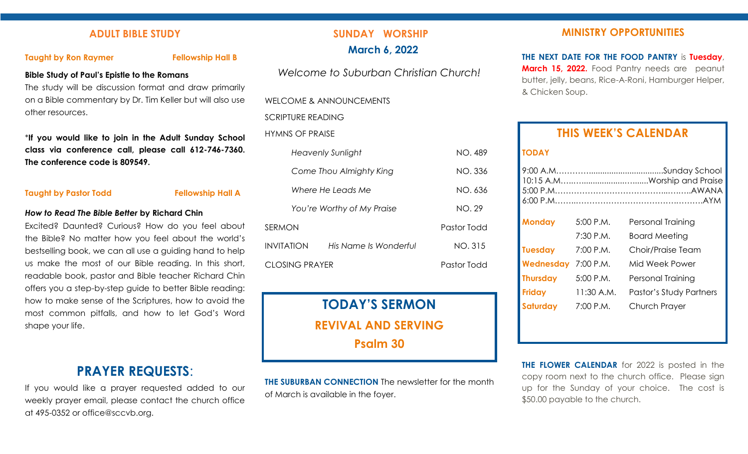## ADULT BIBLE STUDY

**Taught by Ron Raymer** **Fellowship Hall B**

**Bible Study of Paul's Epistle to the Romans**

The study will be discussion format and draw primarily on a Bible commentary by Dr. Tim Keller but will also use other resources.

*If you would like to join in the Adult Sunday School class via conference call, please call 612-746-7360. The conference code is 809549.**

**Taught by Pastor Todd** **Fellowship Hall A**

***How to Read The Bible Better* by Richard Chin**

Excited? Daunted? Curious? How do you feel about the Bible? No matter how you feel about the world's bestselling book, we can all use a guiding hand to help us make the most of our Bible reading. In this short, readable book, pastor and Bible teacher Richard Chin offers you a step-by-step guide to better Bible reading: how to make sense of the Scriptures, how to avoid the most common pitfalls, and how to let God's Word shape your life.

## PRAYER REQUESTS:

If you would like a prayer requested added to our weekly prayer email, please contact the church office at 495-0352 or office@sccvb.org.

## SUNDAY WORSHIP

### March 6, 2022

*Welcome to Suburban Christian Church!*

WELCOME & ANNOUNCEMENTS

SCRIPTURE READING

HYMNS OF PRAISE

| | |
|---|---|
| *Heavenly Sunlight* | NO. 489 |
| *Come Thou Almighty King* | NO. 336 |
| *Where He Leads Me* | NO. 636 |
| *You're Worthy of My Praise* | NO. 29 |

SERMON — Pastor Todd

INVITATION — *His Name Is Wonderful* — NO. 315

CLOSING PRAYER — Pastor Todd

## TODAY'S SERMON

**REVIVAL AND SERVING**

**Psalm 30**

**THE SUBURBAN CONNECTION** The newsletter for the month of March is available in the foyer.

## MINISTRY OPPORTUNITIES

**THE NEXT DATE FOR THE FOOD PANTRY** is **Tuesday, March 15, 2022.** Food Pantry needs are peanut butter, jelly, beans, Rice-A-Roni, Hamburger Helper, & Chicken Soup.

## THIS WEEK'S CALENDAR

**TODAY**

9:00 A.M.……………..............................Sunday School
10:15 A.M.…...…...................…......Worship and Praise
5:00 P.M.……………………………….....….......AWANA
6:00 P.M.……...……………………………….……….AYM

| | | |
|---|---|---|
| **Monday** | 5:00 P.M. | Personal Training |
| | 7:30 P.M. | Board Meeting |
| **Tuesday** | 7:00 P.M. | Choir/Praise Team |
| **Wednesday** | 7:00 P.M. | Mid Week Power |
| **Thursday** | 5:00 P.M. | Personal Training |
| **Friday** | 11:30 A.M. | Pastor's Study Partners |
| **Saturday** | 7:00 P.M. | Church Prayer |

**THE FLOWER CALENDAR** for 2022 is posted in the copy room next to the church office. Please sign up for the Sunday of your choice. The cost is $50.00 payable to the church.